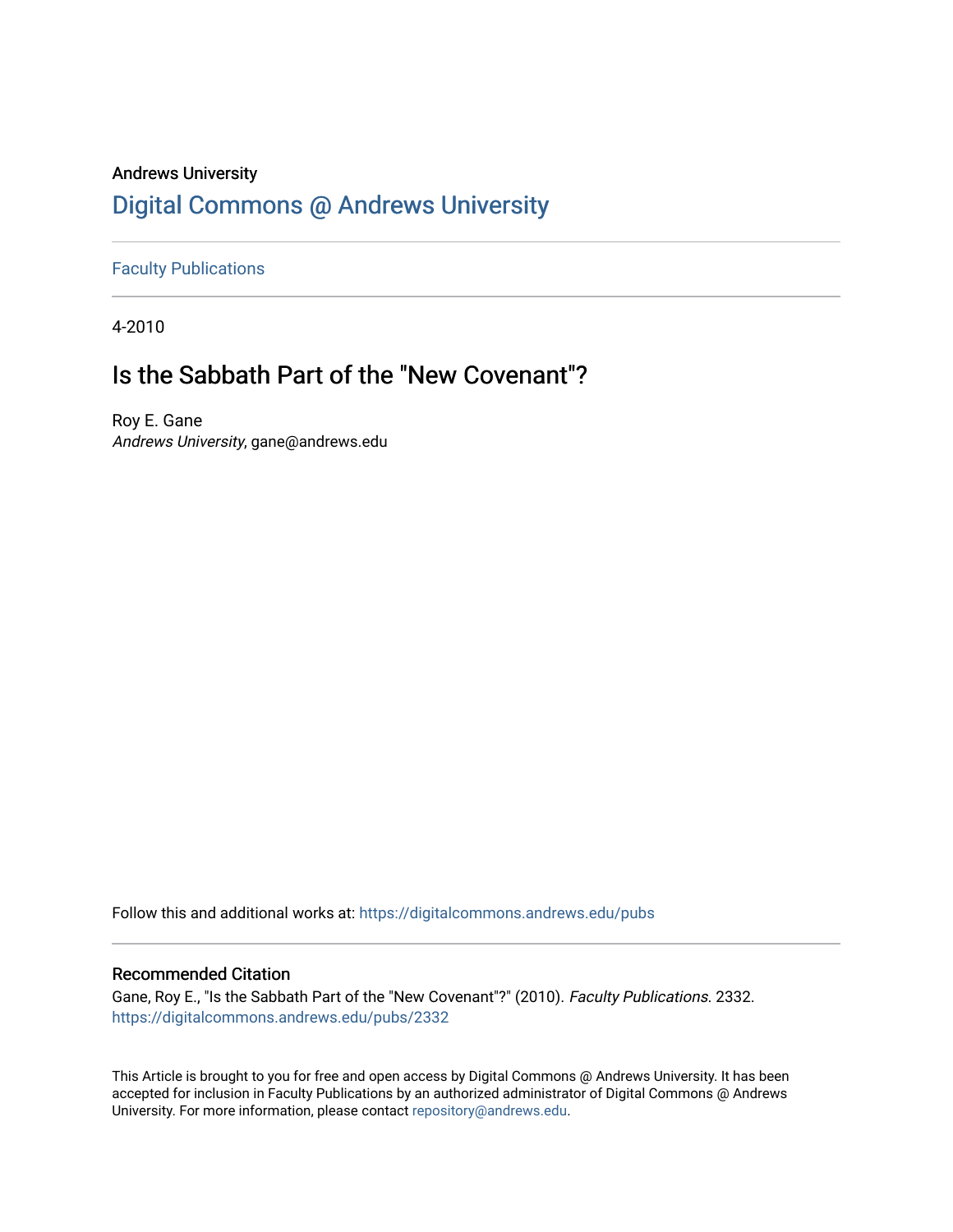Andrews University

# Digital Commons @ Andrews University

Faculty Publications

4-2010

## Is the Sabbath Part of the "New Covenant"?

Roy E. Gane
*Andrews University*, gane@andrews.edu

Follow this and additional works at: https://digitalcommons.andrews.edu/pubs

### Recommended Citation

Gane, Roy E., "Is the Sabbath Part of the "New Covenant"?" (2010). *Faculty Publications*. 2332.
https://digitalcommons.andrews.edu/pubs/2332

This Article is brought to you for free and open access by Digital Commons @ Andrews University. It has been accepted for inclusion in Faculty Publications by an authorized administrator of Digital Commons @ Andrews University. For more information, please contact repository@andrews.edu.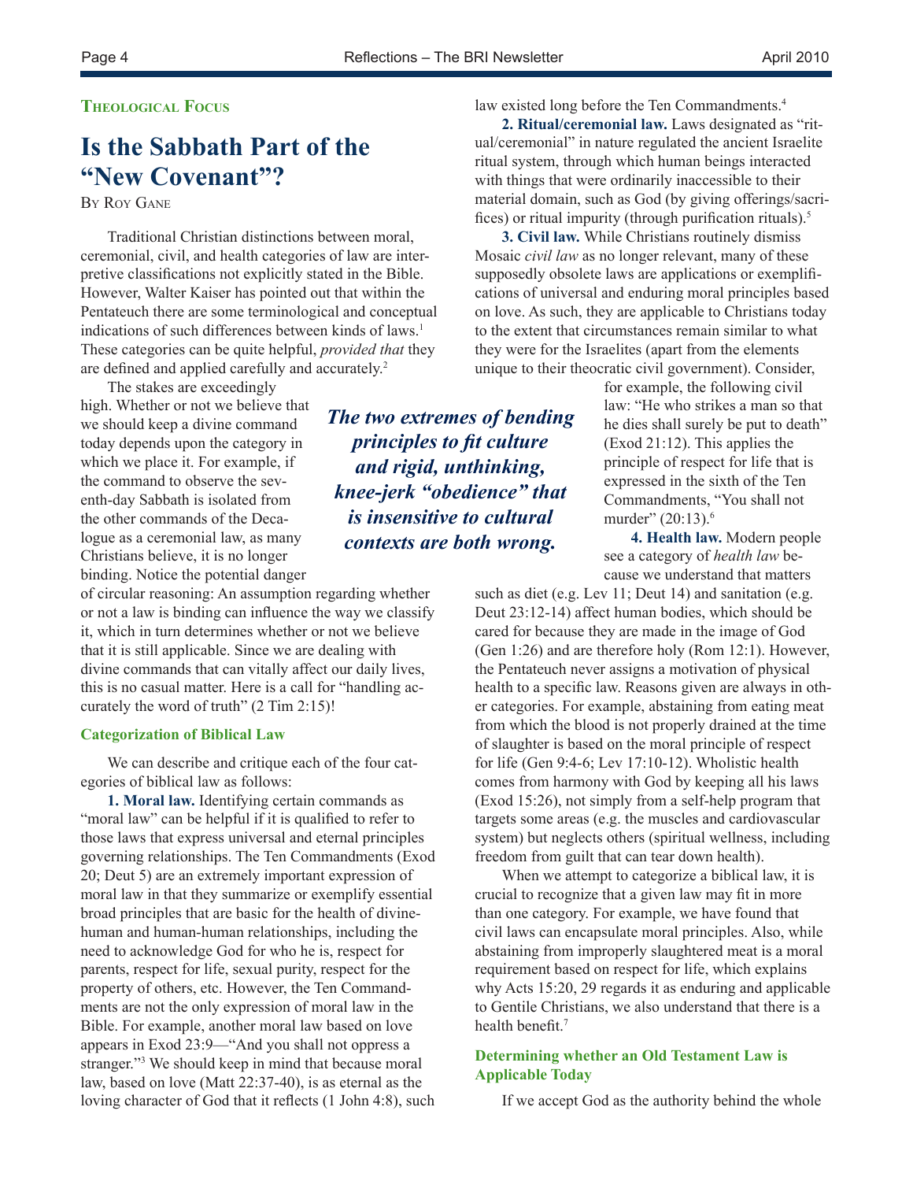**Theological Focus**

# Is the Sabbath Part of the "New Covenant"?

By Roy Gane

Traditional Christian distinctions between moral, ceremonial, civil, and health categories of law are interpretive classifications not explicitly stated in the Bible. However, Walter Kaiser has pointed out that within the Pentateuch there are some terminological and conceptual indications of such differences between kinds of laws.[1] These categories can be quite helpful, *provided that* they are defined and applied carefully and accurately.[2]

The stakes are exceedingly high. Whether or not we believe that we should keep a divine command today depends upon the category in which we place it. For example, if the command to observe the seventh-day Sabbath is isolated from the other commands of the Decalogue as a ceremonial law, as many Christians believe, it is no longer binding. Notice the potential danger of circular reasoning: An assumption regarding whether or not a law is binding can influence the way we classify it, which in turn determines whether or not we believe that it is still applicable. Since we are dealing with divine commands that can vitally affect our daily lives, this is no casual matter. Here is a call for "handling accurately the word of truth" (2 Tim 2:15)!

***The two extremes of bending principles to fit culture and rigid, unthinking, knee-jerk "obedience" that is insensitive to cultural contexts are both wrong.***

## Categorization of Biblical Law

We can describe and critique each of the four categories of biblical law as follows:

**1. Moral law.** Identifying certain commands as "moral law" can be helpful if it is qualified to refer to those laws that express universal and eternal principles governing relationships. The Ten Commandments (Exod 20; Deut 5) are an extremely important expression of moral law in that they summarize or exemplify essential broad principles that are basic for the health of divine-human and human-human relationships, including the need to acknowledge God for who he is, respect for parents, respect for life, sexual purity, respect for the property of others, etc. However, the Ten Commandments are not the only expression of moral law in the Bible. For example, another moral law based on love appears in Exod 23:9—"And you shall not oppress a stranger."[3] We should keep in mind that because moral law, based on love (Matt 22:37-40), is as eternal as the loving character of God that it reflects (1 John 4:8), such law existed long before the Ten Commandments.[4]

**2. Ritual/ceremonial law.** Laws designated as "ritual/ceremonial" in nature regulated the ancient Israelite ritual system, through which human beings interacted with things that were ordinarily inaccessible to their material domain, such as God (by giving offerings/sacrifices) or ritual impurity (through purification rituals).[5]

**3. Civil law.** While Christians routinely dismiss Mosaic *civil law* as no longer relevant, many of these supposedly obsolete laws are applications or exemplifications of universal and enduring moral principles based on love. As such, they are applicable to Christians today to the extent that circumstances remain similar to what they were for the Israelites (apart from the elements unique to their theocratic civil government). Consider, for example, the following civil law: "He who strikes a man so that he dies shall surely be put to death" (Exod 21:12). This applies the principle of respect for life that is expressed in the sixth of the Ten Commandments, "You shall not murder" (20:13).[6]

**4. Health law.** Modern people see a category of *health law* because we understand that matters such as diet (e.g. Lev 11; Deut 14) and sanitation (e.g. Deut 23:12-14) affect human bodies, which should be cared for because they are made in the image of God (Gen 1:26) and are therefore holy (Rom 12:1). However, the Pentateuch never assigns a motivation of physical health to a specific law. Reasons given are always in other categories. For example, abstaining from eating meat from which the blood is not properly drained at the time of slaughter is based on the moral principle of respect for life (Gen 9:4-6; Lev 17:10-12). Wholistic health comes from harmony with God by keeping all his laws (Exod 15:26), not simply from a self-help program that targets some areas (e.g. the muscles and cardiovascular system) but neglects others (spiritual wellness, including freedom from guilt that can tear down health).

When we attempt to categorize a biblical law, it is crucial to recognize that a given law may fit in more than one category. For example, we have found that civil laws can encapsulate moral principles. Also, while abstaining from improperly slaughtered meat is a moral requirement based on respect for life, which explains why Acts 15:20, 29 regards it as enduring and applicable to Gentile Christians, we also understand that there is a health benefit.[7]

## Determining whether an Old Testament Law is Applicable Today

If we accept God as the authority behind the whole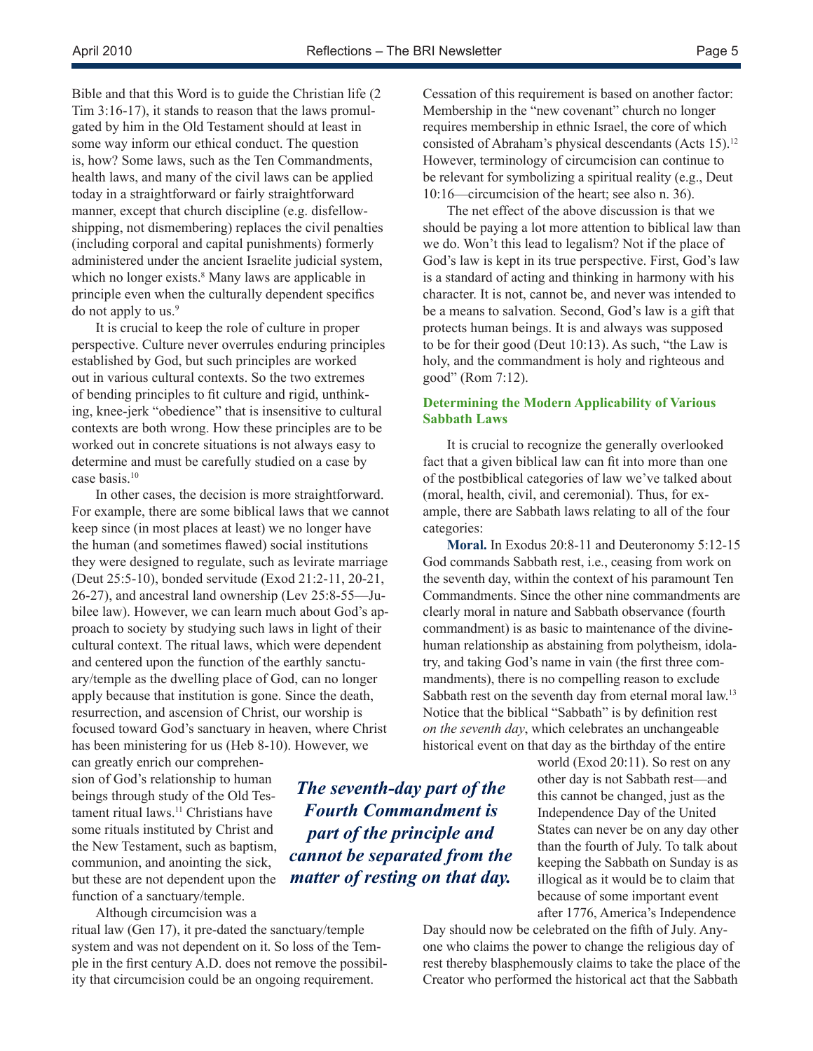Bible and that this Word is to guide the Christian life (2 Tim 3:16-17), it stands to reason that the laws promulgated by him in the Old Testament should at least in some way inform our ethical conduct. The question is, how? Some laws, such as the Ten Commandments, health laws, and many of the civil laws can be applied today in a straightforward or fairly straightforward manner, except that church discipline (e.g. disfellowshipping, not dismembering) replaces the civil penalties (including corporal and capital punishments) formerly administered under the ancient Israelite judicial system, which no longer exists.[8] Many laws are applicable in principle even when the culturally dependent specifics do not apply to us.[9]

It is crucial to keep the role of culture in proper perspective. Culture never overrules enduring principles established by God, but such principles are worked out in various cultural contexts. So the two extremes of bending principles to fit culture and rigid, unthinking, knee-jerk "obedience" that is insensitive to cultural contexts are both wrong. How these principles are to be worked out in concrete situations is not always easy to determine and must be carefully studied on a case by case basis.[10]

In other cases, the decision is more straightforward. For example, there are some biblical laws that we cannot keep since (in most places at least) we no longer have the human (and sometimes flawed) social institutions they were designed to regulate, such as levirate marriage (Deut 25:5-10), bonded servitude (Exod 21:2-11, 20-21, 26-27), and ancestral land ownership (Lev 25:8-55—Jubilee law). However, we can learn much about God's approach to society by studying such laws in light of their cultural context. The ritual laws, which were dependent and centered upon the function of the earthly sanctuary/temple as the dwelling place of God, can no longer apply because that institution is gone. Since the death, resurrection, and ascension of Christ, our worship is focused toward God's sanctuary in heaven, where Christ has been ministering for us (Heb 8-10). However, we can greatly enrich our comprehension of God's relationship to human beings through study of the Old Testament ritual laws.[11] Christians have some rituals instituted by Christ and the New Testament, such as baptism, communion, and anointing the sick, but these are not dependent upon the function of a sanctuary/temple.

Although circumcision was a ritual law (Gen 17), it pre-dated the sanctuary/temple system and was not dependent on it. So loss of the Temple in the first century A.D. does not remove the possibility that circumcision could be an ongoing requirement. Cessation of this requirement is based on another factor: Membership in the "new covenant" church no longer requires membership in ethnic Israel, the core of which consisted of Abraham's physical descendants (Acts 15).[12] However, terminology of circumcision can continue to be relevant for symbolizing a spiritual reality (e.g., Deut 10:16—circumcision of the heart; see also n. 36).

The net effect of the above discussion is that we should be paying a lot more attention to biblical law than we do. Won't this lead to legalism? Not if the place of God's law is kept in its true perspective. First, God's law is a standard of acting and thinking in harmony with his character. It is not, cannot be, and never was intended to be a means to salvation. Second, God's law is a gift that protects human beings. It is and always was supposed to be for their good (Deut 10:13). As such, "the Law is holy, and the commandment is holy and righteous and good" (Rom 7:12).

### Determining the Modern Applicability of Various Sabbath Laws

It is crucial to recognize the generally overlooked fact that a given biblical law can fit into more than one of the postbiblical categories of law we've talked about (moral, health, civil, and ceremonial). Thus, for example, there are Sabbath laws relating to all of the four categories:

**Moral.** In Exodus 20:8-11 and Deuteronomy 5:12-15 God commands Sabbath rest, i.e., ceasing from work on the seventh day, within the context of his paramount Ten Commandments. Since the other nine commandments are clearly moral in nature and Sabbath observance (fourth commandment) is as basic to maintenance of the divine-human relationship as abstaining from polytheism, idolatry, and taking God's name in vain (the first three commandments), there is no compelling reason to exclude Sabbath rest on the seventh day from eternal moral law.[13] Notice that the biblical "Sabbath" is by definition rest *on the seventh day*, which celebrates an unchangeable historical event on that day as the birthday of the entire world (Exod 20:11). So rest on any other day is not Sabbath rest—and this cannot be changed, just as the Independence Day of the United States can never be on any day other than the fourth of July. To talk about keeping the Sabbath on Sunday is as illogical as it would be to claim that because of some important event after 1776, America's Independence Day should now be celebrated on the fifth of July. Anyone who claims the power to change the religious day of rest thereby blasphemously claims to take the place of the Creator who performed the historical act that the Sabbath

***The seventh-day part of the Fourth Commandment is part of the principle and cannot be separated from the matter of resting on that day.***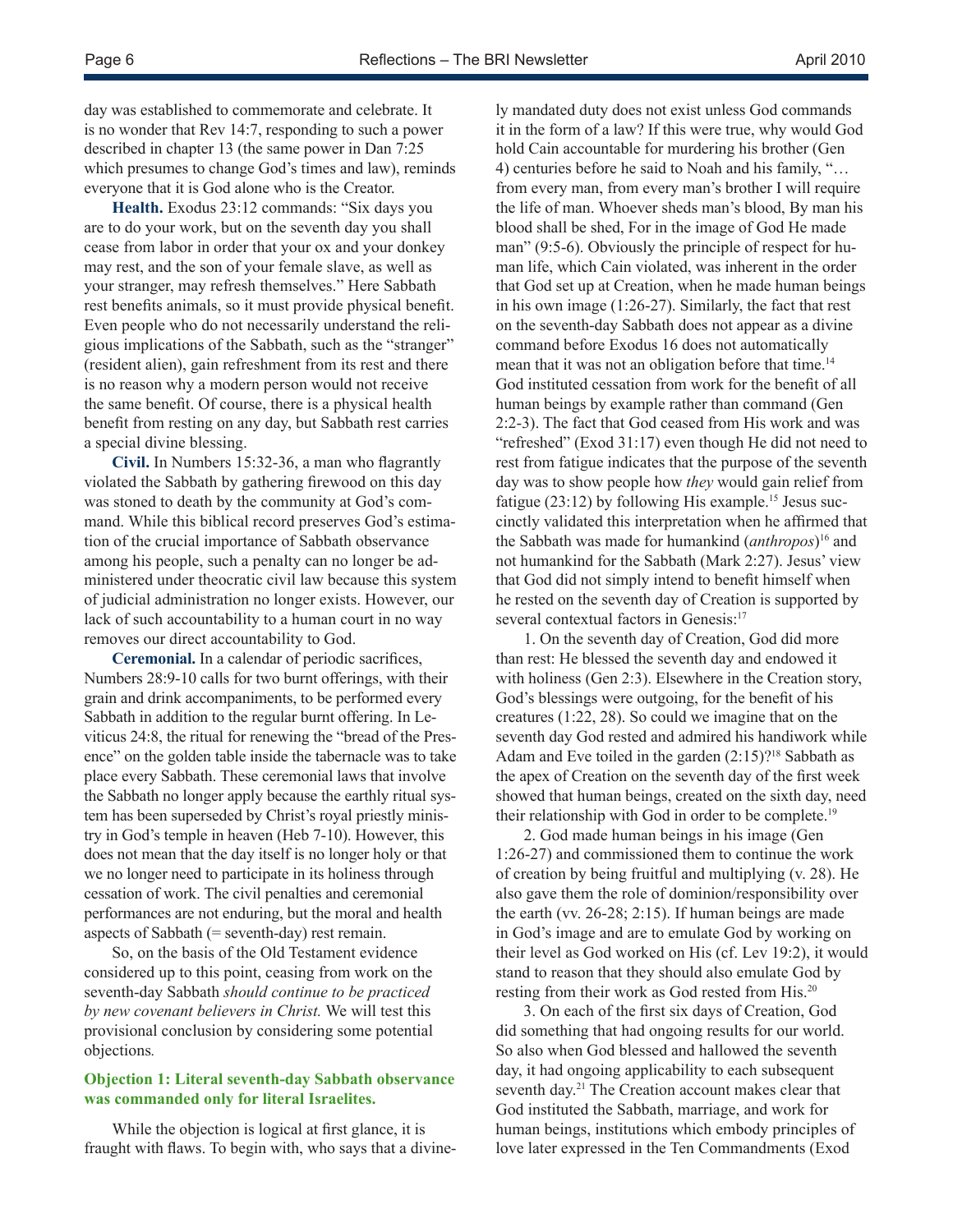day was established to commemorate and celebrate. It is no wonder that Rev 14:7, responding to such a power described in chapter 13 (the same power in Dan 7:25 which presumes to change God's times and law), reminds everyone that it is God alone who is the Creator.

**Health.** Exodus 23:12 commands: "Six days you are to do your work, but on the seventh day you shall cease from labor in order that your ox and your donkey may rest, and the son of your female slave, as well as your stranger, may refresh themselves." Here Sabbath rest benefits animals, so it must provide physical benefit. Even people who do not necessarily understand the religious implications of the Sabbath, such as the "stranger" (resident alien), gain refreshment from its rest and there is no reason why a modern person would not receive the same benefit. Of course, there is a physical health benefit from resting on any day, but Sabbath rest carries a special divine blessing.

**Civil.** In Numbers 15:32-36, a man who flagrantly violated the Sabbath by gathering firewood on this day was stoned to death by the community at God's command. While this biblical record preserves God's estimation of the crucial importance of Sabbath observance among his people, such a penalty can no longer be administered under theocratic civil law because this system of judicial administration no longer exists. However, our lack of such accountability to a human court in no way removes our direct accountability to God.

**Ceremonial.** In a calendar of periodic sacrifices, Numbers 28:9-10 calls for two burnt offerings, with their grain and drink accompaniments, to be performed every Sabbath in addition to the regular burnt offering. In Leviticus 24:8, the ritual for renewing the "bread of the Presence" on the golden table inside the tabernacle was to take place every Sabbath. These ceremonial laws that involve the Sabbath no longer apply because the earthly ritual system has been superseded by Christ's royal priestly ministry in God's temple in heaven (Heb 7-10). However, this does not mean that the day itself is no longer holy or that we no longer need to participate in its holiness through cessation of work. The civil penalties and ceremonial performances are not enduring, but the moral and health aspects of Sabbath (= seventh-day) rest remain.

So, on the basis of the Old Testament evidence considered up to this point, ceasing from work on the seventh-day Sabbath *should continue to be practiced by new covenant believers in Christ.* We will test this provisional conclusion by considering some potential objections.

### Objection 1: Literal seventh-day Sabbath observance was commanded only for literal Israelites.

While the objection is logical at first glance, it is fraught with flaws. To begin with, who says that a divinely mandated duty does not exist unless God commands it in the form of a law? If this were true, why would God hold Cain accountable for murdering his brother (Gen 4) centuries before he said to Noah and his family, "… from every man, from every man's brother I will require the life of man. Whoever sheds man's blood, By man his blood shall be shed, For in the image of God He made man" (9:5-6). Obviously the principle of respect for human life, which Cain violated, was inherent in the order that God set up at Creation, when he made human beings in his own image (1:26-27). Similarly, the fact that rest on the seventh-day Sabbath does not appear as a divine command before Exodus 16 does not automatically mean that it was not an obligation before that time.[14] God instituted cessation from work for the benefit of all human beings by example rather than command (Gen 2:2-3). The fact that God ceased from His work and was "refreshed" (Exod 31:17) even though He did not need to rest from fatigue indicates that the purpose of the seventh day was to show people how *they* would gain relief from fatigue (23:12) by following His example.[15] Jesus succinctly validated this interpretation when he affirmed that the Sabbath was made for humankind (*anthropos*)[16] and not humankind for the Sabbath (Mark 2:27). Jesus' view that God did not simply intend to benefit himself when he rested on the seventh day of Creation is supported by several contextual factors in Genesis:[17]

1. On the seventh day of Creation, God did more than rest: He blessed the seventh day and endowed it with holiness (Gen 2:3). Elsewhere in the Creation story, God's blessings were outgoing, for the benefit of his creatures (1:22, 28). So could we imagine that on the seventh day God rested and admired his handiwork while Adam and Eve toiled in the garden (2:15)?[18] Sabbath as the apex of Creation on the seventh day of the first week showed that human beings, created on the sixth day, need their relationship with God in order to be complete.[19]

2. God made human beings in his image (Gen 1:26-27) and commissioned them to continue the work of creation by being fruitful and multiplying (v. 28). He also gave them the role of dominion/responsibility over the earth (vv. 26-28; 2:15). If human beings are made in God's image and are to emulate God by working on their level as God worked on His (cf. Lev 19:2), it would stand to reason that they should also emulate God by resting from their work as God rested from His.[20]

3. On each of the first six days of Creation, God did something that had ongoing results for our world. So also when God blessed and hallowed the seventh day, it had ongoing applicability to each subsequent seventh day.[21] The Creation account makes clear that God instituted the Sabbath, marriage, and work for human beings, institutions which embody principles of love later expressed in the Ten Commandments (Exod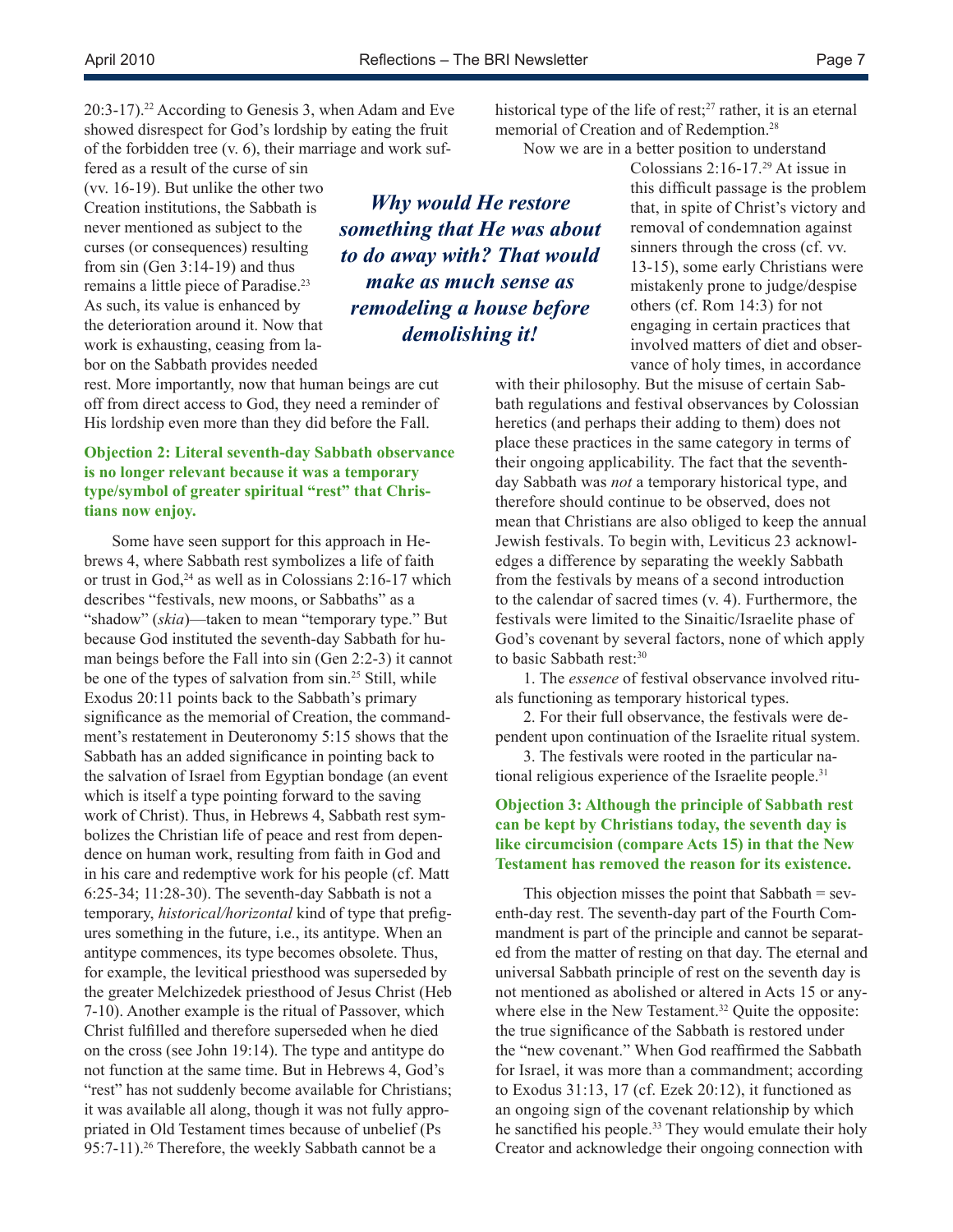20:3-17).[22] According to Genesis 3, when Adam and Eve showed disrespect for God's lordship by eating the fruit of the forbidden tree (v. 6), their marriage and work suffered as a result of the curse of sin (vv. 16-19). But unlike the other two Creation institutions, the Sabbath is never mentioned as subject to the curses (or consequences) resulting from sin (Gen 3:14-19) and thus remains a little piece of Paradise.[23] As such, its value is enhanced by the deterioration around it. Now that work is exhausting, ceasing from labor on the Sabbath provides needed rest. More importantly, now that human beings are cut off from direct access to God, they need a reminder of His lordship even more than they did before the Fall.

***Why would He restore something that He was about to do away with? That would make as much sense as remodeling a house before demolishing it!***

### Objection 2: Literal seventh-day Sabbath observance is no longer relevant because it was a temporary type/symbol of greater spiritual "rest" that Christians now enjoy.

Some have seen support for this approach in Hebrews 4, where Sabbath rest symbolizes a life of faith or trust in God,[24] as well as in Colossians 2:16-17 which describes "festivals, new moons, or Sabbaths" as a "shadow" (*skia*)—taken to mean "temporary type." But because God instituted the seventh-day Sabbath for human beings before the Fall into sin (Gen 2:2-3) it cannot be one of the types of salvation from sin.[25] Still, while Exodus 20:11 points back to the Sabbath's primary significance as the memorial of Creation, the commandment's restatement in Deuteronomy 5:15 shows that the Sabbath has an added significance in pointing back to the salvation of Israel from Egyptian bondage (an event which is itself a type pointing forward to the saving work of Christ). Thus, in Hebrews 4, Sabbath rest symbolizes the Christian life of peace and rest from dependence on human work, resulting from faith in God and in his care and redemptive work for his people (cf. Matt 6:25-34; 11:28-30). The seventh-day Sabbath is not a temporary, *historical/horizontal* kind of type that prefigures something in the future, i.e., its antitype. When an antitype commences, its type becomes obsolete. Thus, for example, the levitical priesthood was superseded by the greater Melchizedek priesthood of Jesus Christ (Heb 7-10). Another example is the ritual of Passover, which Christ fulfilled and therefore superseded when he died on the cross (see John 19:14). The type and antitype do not function at the same time. But in Hebrews 4, God's "rest" has not suddenly become available for Christians; it was available all along, though it was not fully appropriated in Old Testament times because of unbelief (Ps 95:7-11).[26] Therefore, the weekly Sabbath cannot be a historical type of the life of rest;[27] rather, it is an eternal memorial of Creation and of Redemption.[28]

Now we are in a better position to understand Colossians 2:16-17.[29] At issue in this difficult passage is the problem that, in spite of Christ's victory and removal of condemnation against sinners through the cross (cf. vv. 13-15), some early Christians were mistakenly prone to judge/despise others (cf. Rom 14:3) for not engaging in certain practices that involved matters of diet and observance of holy times, in accordance with their philosophy. But the misuse of certain Sabbath regulations and festival observances by Colossian heretics (and perhaps their adding to them) does not place these practices in the same category in terms of their ongoing applicability. The fact that the seventh-day Sabbath was *not* a temporary historical type, and therefore should continue to be observed, does not mean that Christians are also obliged to keep the annual Jewish festivals. To begin with, Leviticus 23 acknowledges a difference by separating the weekly Sabbath from the festivals by means of a second introduction to the calendar of sacred times (v. 4). Furthermore, the festivals were limited to the Sinaitic/Israelite phase of God's covenant by several factors, none of which apply to basic Sabbath rest:[30]

1. The *essence* of festival observance involved rituals functioning as temporary historical types.
2. For their full observance, the festivals were dependent upon continuation of the Israelite ritual system.
3. The festivals were rooted in the particular national religious experience of the Israelite people.[31]

### Objection 3: Although the principle of Sabbath rest can be kept by Christians today, the seventh day is like circumcision (compare Acts 15) in that the New Testament has removed the reason for its existence.

This objection misses the point that Sabbath = seventh-day rest. The seventh-day part of the Fourth Commandment is part of the principle and cannot be separated from the matter of resting on that day. The eternal and universal Sabbath principle of rest on the seventh day is not mentioned as abolished or altered in Acts 15 or anywhere else in the New Testament.[32] Quite the opposite: the true significance of the Sabbath is restored under the "new covenant." When God reaffirmed the Sabbath for Israel, it was more than a commandment; according to Exodus 31:13, 17 (cf. Ezek 20:12), it functioned as an ongoing sign of the covenant relationship by which he sanctified his people.[33] They would emulate their holy Creator and acknowledge their ongoing connection with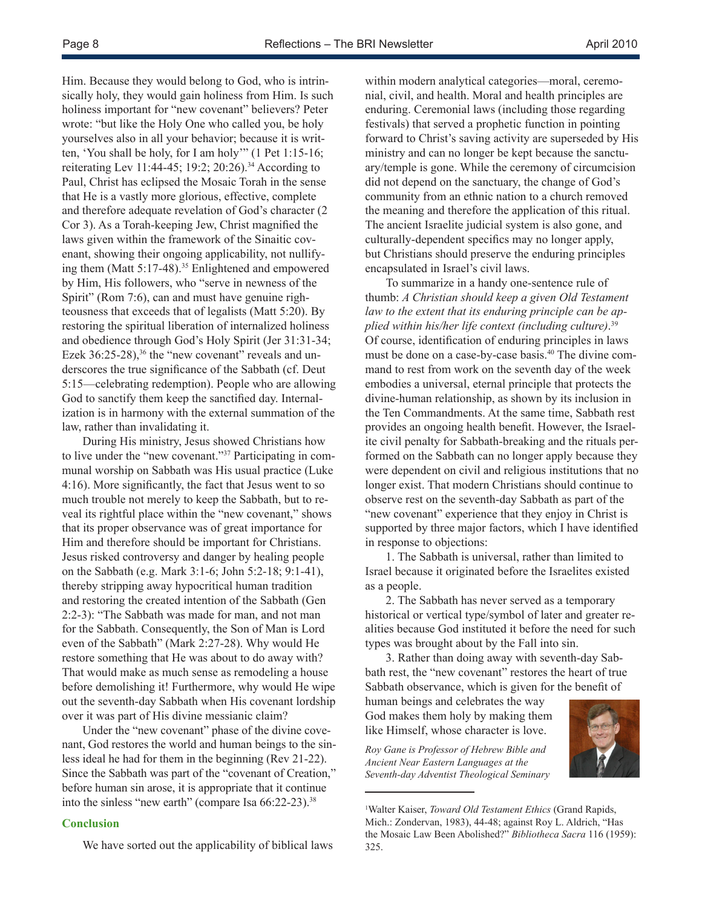Him. Because they would belong to God, who is intrinsically holy, they would gain holiness from Him. Is such holiness important for "new covenant" believers? Peter wrote: "but like the Holy One who called you, be holy yourselves also in all your behavior; because it is written, 'You shall be holy, for I am holy'" (1 Pet 1:15-16; reiterating Lev 11:44-45; 19:2; 20:26).[34] According to Paul, Christ has eclipsed the Mosaic Torah in the sense that He is a vastly more glorious, effective, complete and therefore adequate revelation of God's character (2 Cor 3). As a Torah-keeping Jew, Christ magnified the laws given within the framework of the Sinaitic covenant, showing their ongoing applicability, not nullifying them (Matt 5:17-48).[35] Enlightened and empowered by Him, His followers, who "serve in newness of the Spirit" (Rom 7:6), can and must have genuine righteousness that exceeds that of legalists (Matt 5:20). By restoring the spiritual liberation of internalized holiness and obedience through God's Holy Spirit (Jer 31:31-34; Ezek 36:25-28),[36] the "new covenant" reveals and underscores the true significance of the Sabbath (cf. Deut 5:15—celebrating redemption). People who are allowing God to sanctify them keep the sanctified day. Internalization is in harmony with the external summation of the law, rather than invalidating it.

During His ministry, Jesus showed Christians how to live under the "new covenant."[37] Participating in communal worship on Sabbath was His usual practice (Luke 4:16). More significantly, the fact that Jesus went to so much trouble not merely to keep the Sabbath, but to reveal its rightful place within the "new covenant," shows that its proper observance was of great importance for Him and therefore should be important for Christians. Jesus risked controversy and danger by healing people on the Sabbath (e.g. Mark 3:1-6; John 5:2-18; 9:1-41), thereby stripping away hypocritical human tradition and restoring the created intention of the Sabbath (Gen 2:2-3): "The Sabbath was made for man, and not man for the Sabbath. Consequently, the Son of Man is Lord even of the Sabbath" (Mark 2:27-28). Why would He restore something that He was about to do away with? That would make as much sense as remodeling a house before demolishing it! Furthermore, why would He wipe out the seventh-day Sabbath when His covenant lordship over it was part of His divine messianic claim?

Under the "new covenant" phase of the divine covenant, God restores the world and human beings to the sinless ideal he had for them in the beginning (Rev 21-22). Since the Sabbath was part of the "covenant of Creation," before human sin arose, it is appropriate that it continue into the sinless "new earth" (compare Isa 66:22-23).[38]

## Conclusion

We have sorted out the applicability of biblical laws within modern analytical categories—moral, ceremonial, civil, and health. Moral and health principles are enduring. Ceremonial laws (including those regarding festivals) that served a prophetic function in pointing forward to Christ's saving activity are superseded by His ministry and can no longer be kept because the sanctuary/temple is gone. While the ceremony of circumcision did not depend on the sanctuary, the change of God's community from an ethnic nation to a church removed the meaning and therefore the application of this ritual. The ancient Israelite judicial system is also gone, and culturally-dependent specifics may no longer apply, but Christians should preserve the enduring principles encapsulated in Israel's civil laws.

To summarize in a handy one-sentence rule of thumb: *A Christian should keep a given Old Testament law to the extent that its enduring principle can be applied within his/her life context (including culture)*.[39] Of course, identification of enduring principles in laws must be done on a case-by-case basis.[40] The divine command to rest from work on the seventh day of the week embodies a universal, eternal principle that protects the divine-human relationship, as shown by its inclusion in the Ten Commandments. At the same time, Sabbath rest provides an ongoing health benefit. However, the Israelite civil penalty for Sabbath-breaking and the rituals performed on the Sabbath can no longer apply because they were dependent on civil and religious institutions that no longer exist. That modern Christians should continue to observe rest on the seventh-day Sabbath as part of the "new covenant" experience that they enjoy in Christ is supported by three major factors, which I have identified in response to objections:

1. The Sabbath is universal, rather than limited to Israel because it originated before the Israelites existed as a people.

2. The Sabbath has never served as a temporary historical or vertical type/symbol of later and greater realities because God instituted it before the need for such types was brought about by the Fall into sin.

3. Rather than doing away with seventh-day Sabbath rest, the "new covenant" restores the heart of true Sabbath observance, which is given for the benefit of human beings and celebrates the way God makes them holy by making them like Himself, whose character is love.

*Roy Gane is Professor of Hebrew Bible and Ancient Near Eastern Languages at the Seventh-day Adventist Theological Seminary*

---

[1]Walter Kaiser, *Toward Old Testament Ethics* (Grand Rapids, Mich.: Zondervan, 1983), 44-48; against Roy L. Aldrich, "Has the Mosaic Law Been Abolished?" *Bibliotheca Sacra* 116 (1959): 325.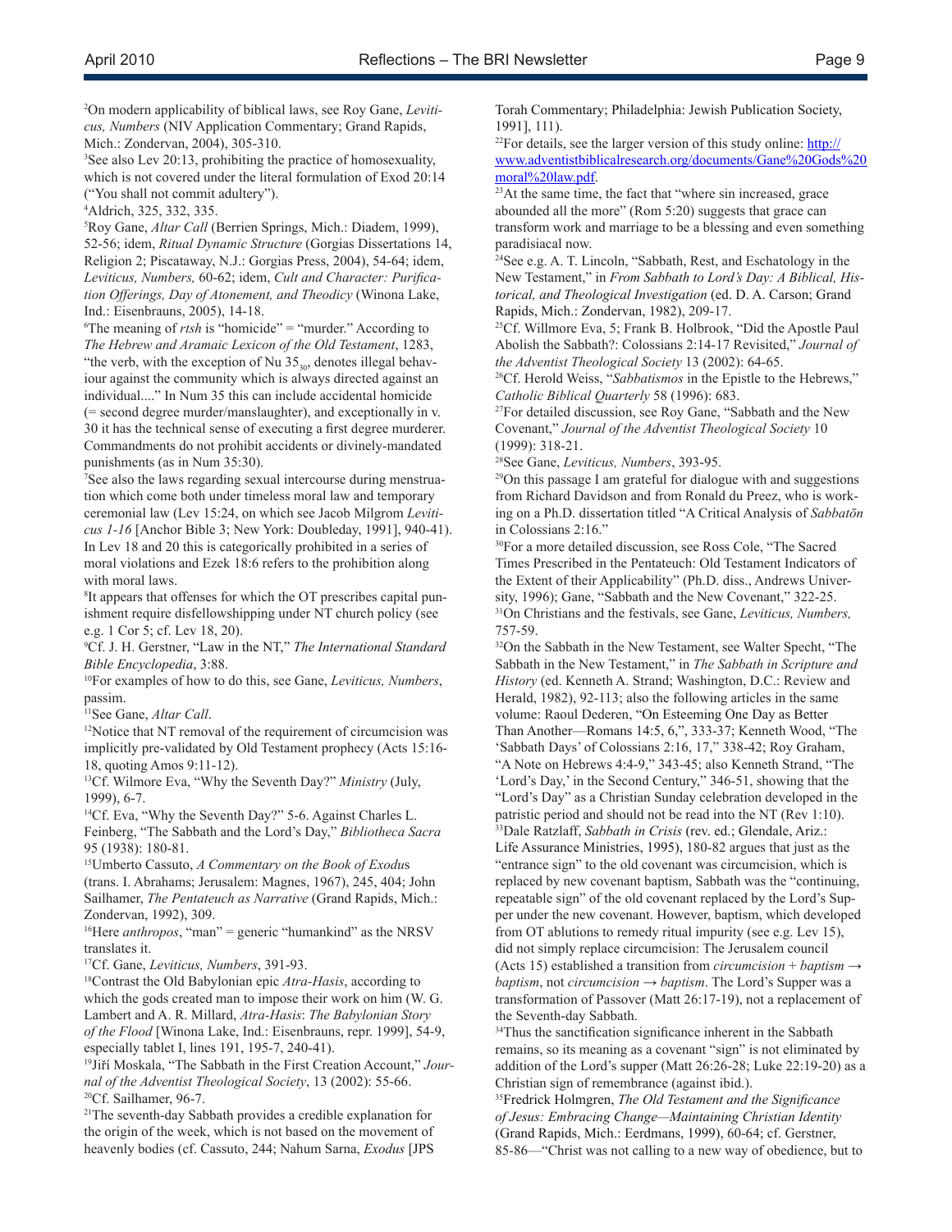[2]On modern applicability of biblical laws, see Roy Gane, *Leviticus, Numbers* (NIV Application Commentary; Grand Rapids, Mich.: Zondervan, 2004), 305-310.

[3]See also Lev 20:13, prohibiting the practice of homosexuality, which is not covered under the literal formulation of Exod 20:14 ("You shall not commit adultery").

[4]Aldrich, 325, 332, 335.

[5]Roy Gane, *Altar Call* (Berrien Springs, Mich.: Diadem, 1999), 52-56; idem, *Ritual Dynamic Structure* (Gorgias Dissertations 14, Religion 2; Piscataway, N.J.: Gorgias Press, 2004), 54-64; idem, *Leviticus, Numbers,* 60-62; idem, *Cult and Character: Purification Offerings, Day of Atonement, and Theodicy* (Winona Lake, Ind.: Eisenbrauns, 2005), 14-18.

[6]The meaning of *rtsh* is "homicide" = "murder." According to *The Hebrew and Aramaic Lexicon of the Old Testament*, 1283, "the verb, with the exception of Nu $35_{30}$, denotes illegal behaviour against the community which is always directed against an individual...." In Num 35 this can include accidental homicide (= second degree murder/manslaughter), and exceptionally in v. 30 it has the technical sense of executing a first degree murderer. Commandments do not prohibit accidents or divinely-mandated punishments (as in Num 35:30).

[7]See also the laws regarding sexual intercourse during menstruation which come both under timeless moral law and temporary ceremonial law (Lev 15:24, on which see Jacob Milgrom *Leviticus 1-16* [Anchor Bible 3; New York: Doubleday, 1991], 940-41). In Lev 18 and 20 this is categorically prohibited in a series of moral violations and Ezek 18:6 refers to the prohibition along with moral laws.

[8]It appears that offenses for which the OT prescribes capital punishment require disfellowshipping under NT church policy (see e.g. 1 Cor 5; cf. Lev 18, 20).

[9]Cf. J. H. Gerstner, "Law in the NT," *The International Standard Bible Encyclopedia*, 3:88.

[10]For examples of how to do this, see Gane, *Leviticus, Numbers*, passim.

[11]See Gane, *Altar Call*.

[12]Notice that NT removal of the requirement of circumcision was implicitly pre-validated by Old Testament prophecy (Acts 15:16-18, quoting Amos 9:11-12).

[13]Cf. Wilmore Eva, "Why the Seventh Day?" *Ministry* (July, 1999), 6-7.

[14]Cf. Eva, "Why the Seventh Day?" 5-6. Against Charles L. Feinberg, "The Sabbath and the Lord's Day," *Bibliotheca Sacra* 95 (1938): 180-81.

[15]Umberto Cassuto, *A Commentary on the Book of Exodus* (trans. I. Abrahams; Jerusalem: Magnes, 1967), 245, 404; John Sailhamer, *The Pentateuch as Narrative* (Grand Rapids, Mich.: Zondervan, 1992), 309.

[16]Here *anthropos*, "man" = generic "humankind" as the NRSV translates it.

[17]Cf. Gane, *Leviticus, Numbers*, 391-93.

[18]Contrast the Old Babylonian epic *Atra-Hasis*, according to which the gods created man to impose their work on him (W. G. Lambert and A. R. Millard, *Atra-Hasis*: *The Babylonian Story of the Flood* [Winona Lake, Ind.: Eisenbrauns, repr. 1999], 54-9, especially tablet I, lines 191, 195-7, 240-41).

[19]Jiří Moskala, "The Sabbath in the First Creation Account," *Journal of the Adventist Theological Society*, 13 (2002): 55-66.

[20]Cf. Sailhamer, 96-7.

[21]The seventh-day Sabbath provides a credible explanation for the origin of the week, which is not based on the movement of heavenly bodies (cf. Cassuto, 244; Nahum Sarna, *Exodus* [JPS Torah Commentary; Philadelphia: Jewish Publication Society, 1991], 111).

[22]For details, see the larger version of this study online: http://www.adventistbiblicalresearch.org/documents/Gane%20Gods%20moral%20law.pdf.

[23]At the same time, the fact that "where sin increased, grace abounded all the more" (Rom 5:20) suggests that grace can transform work and marriage to be a blessing and even something paradisiacal now.

[24]See e.g. A. T. Lincoln, "Sabbath, Rest, and Eschatology in the New Testament," in *From Sabbath to Lord's Day: A Biblical, Historical, and Theological Investigation* (ed. D. A. Carson; Grand Rapids, Mich.: Zondervan, 1982), 209-17.

[25]Cf. Willmore Eva, 5; Frank B. Holbrook, "Did the Apostle Paul Abolish the Sabbath?: Colossians 2:14-17 Revisited," *Journal of the Adventist Theological Society* 13 (2002): 64-65.

[26]Cf. Herold Weiss, "*Sabbatismos* in the Epistle to the Hebrews," *Catholic Biblical Quarterly* 58 (1996): 683.

[27]For detailed discussion, see Roy Gane, "Sabbath and the New Covenant," *Journal of the Adventist Theological Society* 10 (1999): 318-21.

[28]See Gane, *Leviticus, Numbers*, 393-95.

[29]On this passage I am grateful for dialogue with and suggestions from Richard Davidson and from Ronald du Preez, who is working on a Ph.D. dissertation titled "A Critical Analysis of *Sabbatōn* in Colossians 2:16."

[30]For a more detailed discussion, see Ross Cole, "The Sacred Times Prescribed in the Pentateuch: Old Testament Indicators of the Extent of their Applicability" (Ph.D. diss., Andrews University, 1996); Gane, "Sabbath and the New Covenant," 322-25.

[31]On Christians and the festivals, see Gane, *Leviticus, Numbers,* 757-59.

[32]On the Sabbath in the New Testament, see Walter Specht, "The Sabbath in the New Testament," in *The Sabbath in Scripture and History* (ed. Kenneth A. Strand; Washington, D.C.: Review and Herald, 1982), 92-113; also the following articles in the same volume: Raoul Dederen, "On Esteeming One Day as Better Than Another—Romans 14:5, 6,", 333-37; Kenneth Wood, "The 'Sabbath Days' of Colossians 2:16, 17," 338-42; Roy Graham, "A Note on Hebrews 4:4-9," 343-45; also Kenneth Strand, "The 'Lord's Day,' in the Second Century," 346-51, showing that the "Lord's Day" as a Christian Sunday celebration developed in the patristic period and should not be read into the NT (Rev 1:10).

[33]Dale Ratzlaff, *Sabbath in Crisis* (rev. ed.; Glendale, Ariz.: Life Assurance Ministries, 1995), 180-82 argues that just as the "entrance sign" to the old covenant was circumcision, which is replaced by new covenant baptism, Sabbath was the "continuing, repeatable sign" of the old covenant replaced by the Lord's Supper under the new covenant. However, baptism, which developed from OT ablutions to remedy ritual impurity (see e.g. Lev 15), did not simply replace circumcision: The Jerusalem council (Acts 15) established a transition from *circumcision + baptism → baptism*, not *circumcision → baptism*. The Lord's Supper was a transformation of Passover (Matt 26:17-19), not a replacement of the Seventh-day Sabbath.

[34]Thus the sanctification significance inherent in the Sabbath remains, so its meaning as a covenant "sign" is not eliminated by addition of the Lord's supper (Matt 26:26-28; Luke 22:19-20) as a Christian sign of remembrance (against ibid.).

[35]Fredrick Holmgren, *The Old Testament and the Significance of Jesus: Embracing Change—Maintaining Christian Identity* (Grand Rapids, Mich.: Eerdmans, 1999), 60-64; cf. Gerstner, 85-86—"Christ was not calling to a new way of obedience, but to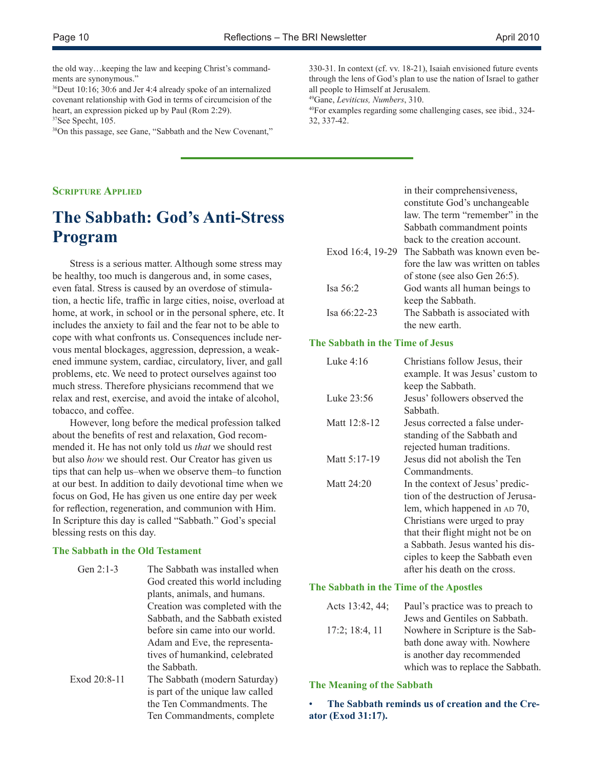the old way…keeping the law and keeping Christ's commandments are synonymous."

[36]Deut 10:16; 30:6 and Jer 4:4 already spoke of an internalized covenant relationship with God in terms of circumcision of the heart, an expression picked up by Paul (Rom 2:29).

[37]See Specht, 105.

[38]On this passage, see Gane, "Sabbath and the New Covenant," 330-31. In context (cf. vv. 18-21), Isaiah envisioned future events through the lens of God's plan to use the nation of Israel to gather all people to Himself at Jerusalem.

[49]Gane, *Leviticus, Numbers*, 310.

[40]For examples regarding some challenging cases, see ibid., 324-32, 337-42.

**Scripture Applied**

# The Sabbath: God's Anti-Stress Program

Stress is a serious matter. Although some stress may be healthy, too much is dangerous and, in some cases, even fatal. Stress is caused by an overdose of stimulation, a hectic life, traffic in large cities, noise, overload at home, at work, in school or in the personal sphere, etc. It includes the anxiety to fail and the fear not to be able to cope with what confronts us. Consequences include nervous mental blockages, aggression, depression, a weakened immune system, cardiac, circulatory, liver, and gall problems, etc. We need to protect ourselves against too much stress. Therefore physicians recommend that we relax and rest, exercise, and avoid the intake of alcohol, tobacco, and coffee.

However, long before the medical profession talked about the benefits of rest and relaxation, God recommended it. He has not only told us *that* we should rest but also *how* we should rest. Our Creator has given us tips that can help us–when we observe them–to function at our best. In addition to daily devotional time when we focus on God, He has given us one entire day per week for reflection, regeneration, and communion with Him. In Scripture this day is called "Sabbath." God's special blessing rests on this day.

### The Sabbath in the Old Testament

| | |
|---|---|
| Gen 2:1-3 | The Sabbath was installed when God created this world including plants, animals, and humans. Creation was completed with the Sabbath, and the Sabbath existed before sin came into our world. Adam and Eve, the representatives of humankind, celebrated the Sabbath. |
| Exod 20:8-11 | The Sabbath (modern Saturday) is part of the unique law called the Ten Commandments. The Ten Commandments, complete in their comprehensiveness, constitute God's unchangeable law. The term "remember" in the Sabbath commandment points back to the creation account. |
| Exod 16:4, 19-29 | The Sabbath was known even before the law was written on tables of stone (see also Gen 26:5). |
| Isa 56:2 | God wants all human beings to keep the Sabbath. |
| Isa 66:22-23 | The Sabbath is associated with the new earth. |

### The Sabbath in the Time of Jesus

| | |
|---|---|
| Luke 4:16 | Christians follow Jesus, their example. It was Jesus' custom to keep the Sabbath. |
| Luke 23:56 | Jesus' followers observed the Sabbath. |
| Matt 12:8-12 | Jesus corrected a false understanding of the Sabbath and rejected human traditions. |
| Matt 5:17-19 | Jesus did not abolish the Ten Commandments. |
| Matt 24:20 | In the context of Jesus' prediction of the destruction of Jerusalem, which happened in AD 70, Christians were urged to pray that their flight might not be on a Sabbath. Jesus wanted his disciples to keep the Sabbath even after his death on the cross. |

### The Sabbath in the Time of the Apostles

| | |
|---|---|
| Acts 13:42, 44; 17:2; 18:4, 11 | Paul's practice was to preach to Jews and Gentiles on Sabbath. Nowhere in Scripture is the Sabbath done away with. Nowhere is another day recommended which was to replace the Sabbath. |

### The Meaning of the Sabbath

- **The Sabbath reminds us of creation and the Creator (Exod 31:17).**